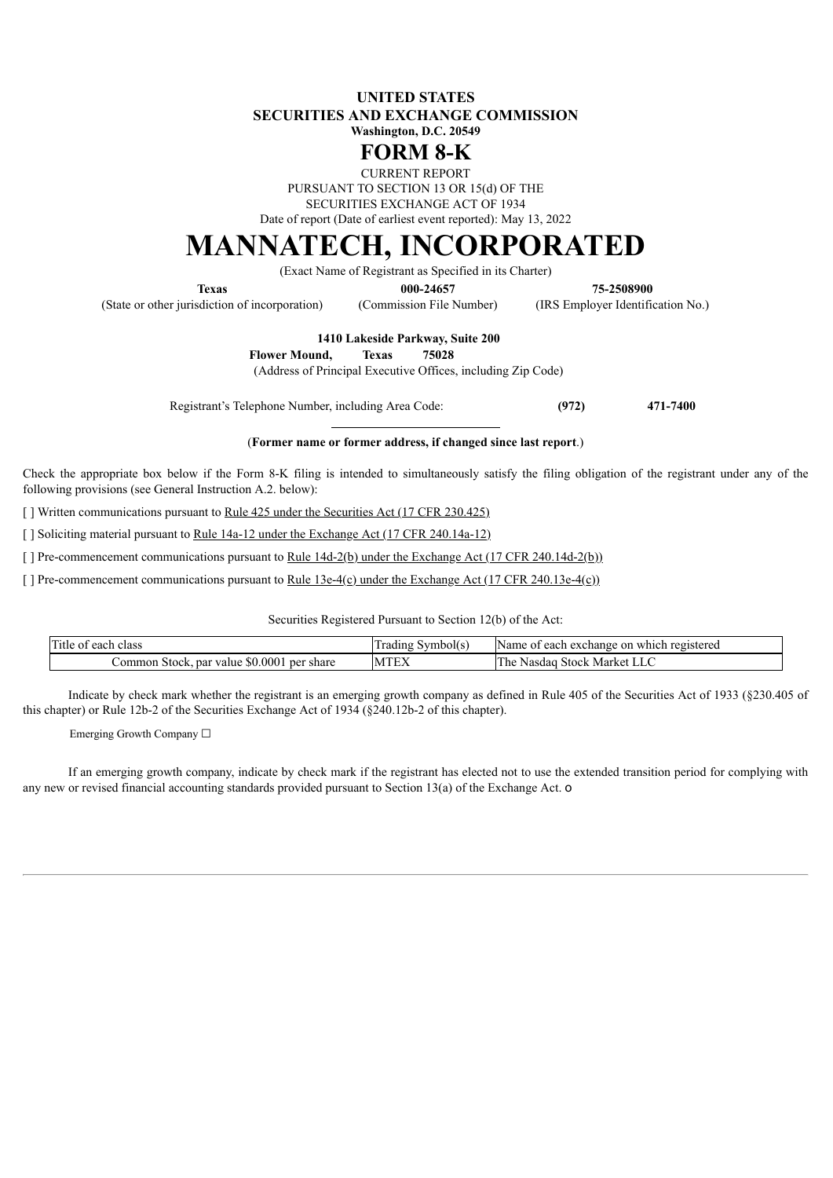**UNITED STATES**
**SECURITIES AND EXCHANGE COMMISSION**
**Washington, D.C. 20549**

# FORM 8-K

CURRENT REPORT
PURSUANT TO SECTION 13 OR 15(d) OF THE
SECURITIES EXCHANGE ACT OF 1934

Date of report (Date of earliest event reported): May 13, 2022

# MANNATECH, INCORPORATED

(Exact Name of Registrant as Specified in its Charter)

| **Texas** | **000-24657** | **75-2508900** |
|---|---|---|
| (State or other jurisdiction of incorporation) | (Commission File Number) | (IRS Employer Identification No.) |

**1410 Lakeside Parkway, Suite 200**
**Flower Mound, Texas 75028**
(Address of Principal Executive Offices, including Zip Code)

Registrant's Telephone Number, including Area Code: **(972) 471-7400**

(**Former name or former address, if changed since last report**.)

Check the appropriate box below if the Form 8-K filing is intended to simultaneously satisfy the filing obligation of the registrant under any of the following provisions (see General Instruction A.2. below):

[ ] Written communications pursuant to Rule 425 under the Securities Act (17 CFR 230.425)

[ ] Soliciting material pursuant to Rule 14a-12 under the Exchange Act (17 CFR 240.14a-12)

[ ] Pre-commencement communications pursuant to Rule 14d-2(b) under the Exchange Act (17 CFR 240.14d-2(b))

[ ] Pre-commencement communications pursuant to Rule 13e-4(c) under the Exchange Act (17 CFR 240.13e-4(c))

Securities Registered Pursuant to Section 12(b) of the Act:

| Title of each class | Trading Symbol(s) | Name of each exchange on which registered |
|---|---|---|
| Common Stock, par value $0.0001 per share | MTEX | The Nasdaq Stock Market LLC |

Indicate by check mark whether the registrant is an emerging growth company as defined in Rule 405 of the Securities Act of 1933 (§230.405 of this chapter) or Rule 12b-2 of the Securities Exchange Act of 1934 (§240.12b-2 of this chapter).

Emerging Growth Company ☐

If an emerging growth company, indicate by check mark if the registrant has elected not to use the extended transition period for complying with any new or revised financial accounting standards provided pursuant to Section 13(a) of the Exchange Act. o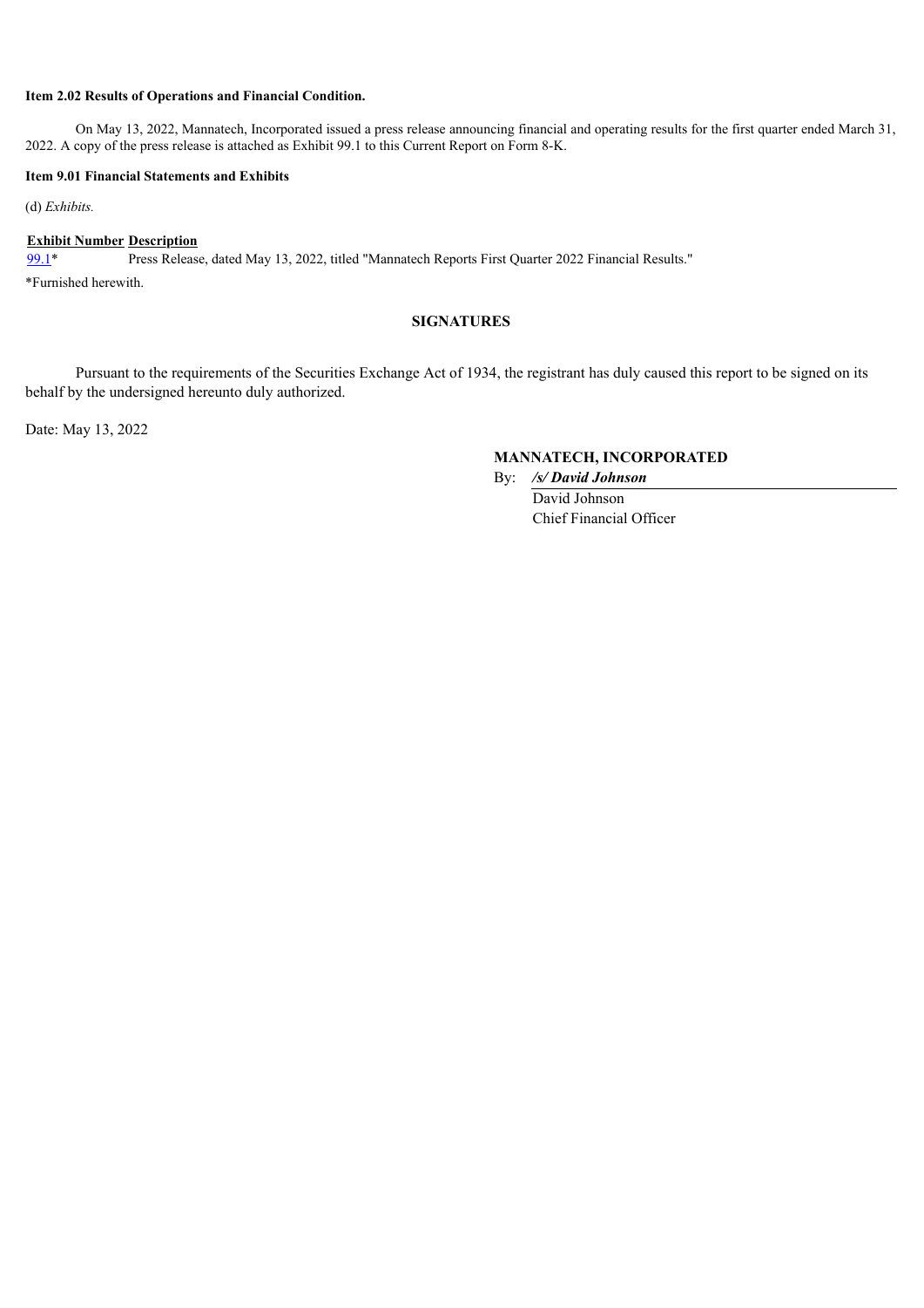**Item 2.02 Results of Operations and Financial Condition.**

On May 13, 2022, Mannatech, Incorporated issued a press release announcing financial and operating results for the first quarter ended March 31, 2022. A copy of the press release is attached as Exhibit 99.1 to this Current Report on Form 8-K.

**Item 9.01 Financial Statements and Exhibits**

(d) *Exhibits.*

| Exhibit Number | Description |
|---|---|
| 99.1* | Press Release, dated May 13, 2022, titled "Mannatech Reports First Quarter 2022 Financial Results." |

*Furnished herewith.

**SIGNATURES**

Pursuant to the requirements of the Securities Exchange Act of 1934, the registrant has duly caused this report to be signed on its behalf by the undersigned hereunto duly authorized.

Date: May 13, 2022

**MANNATECH, INCORPORATED**

By: ***/s/ David Johnson***
David Johnson
Chief Financial Officer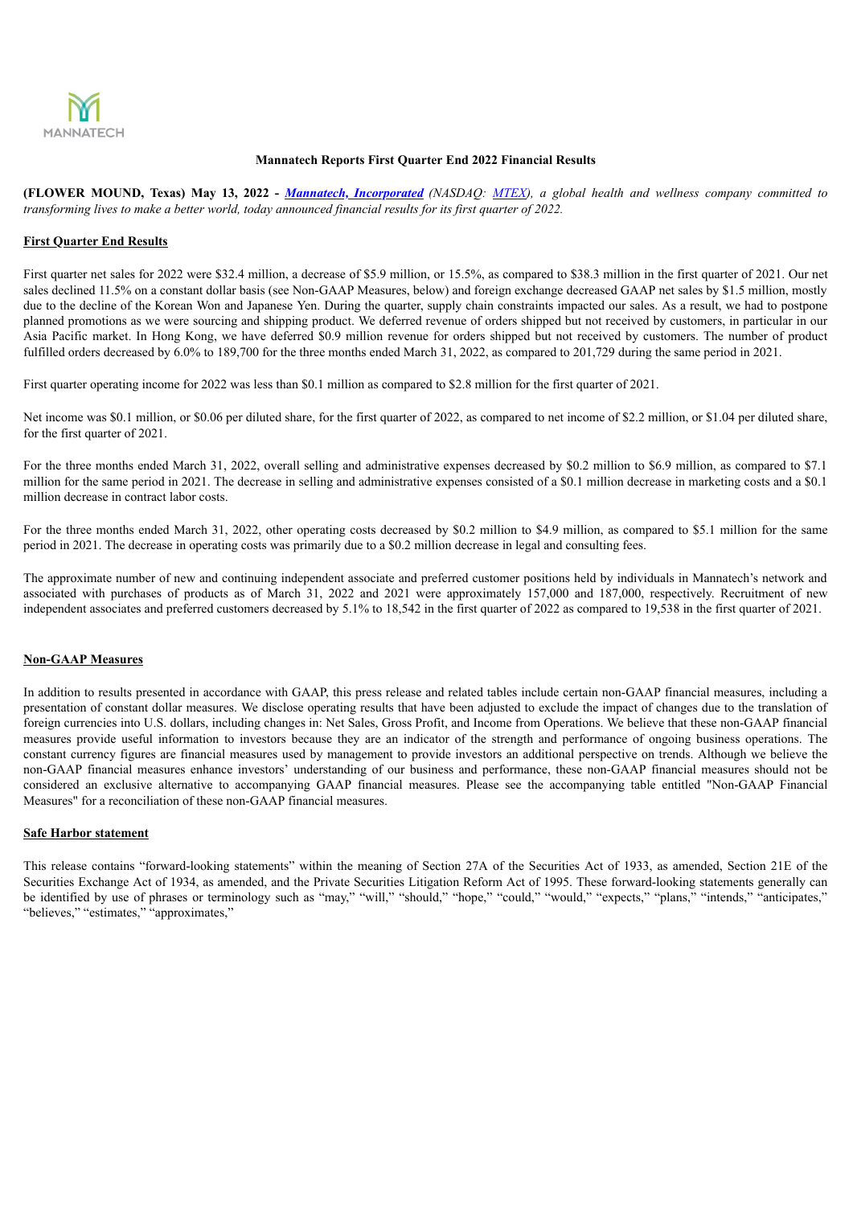MANNATECH

**Mannatech Reports First Quarter End 2022 Financial Results**

**(FLOWER MOUND, Texas) May 13, 2022 -** ***Mannatech, Incorporated*** *(NASDAQ: MTEX), a global health and wellness company committed to transforming lives to make a better world, today announced financial results for its first quarter of 2022.*

**First Quarter End Results**

First quarter net sales for 2022 were $32.4 million, a decrease of $5.9 million, or 15.5%, as compared to $38.3 million in the first quarter of 2021. Our net sales declined 11.5% on a constant dollar basis (see Non-GAAP Measures, below) and foreign exchange decreased GAAP net sales by $1.5 million, mostly due to the decline of the Korean Won and Japanese Yen. During the quarter, supply chain constraints impacted our sales. As a result, we had to postpone planned promotions as we were sourcing and shipping product. We deferred revenue of orders shipped but not received by customers, in particular in our Asia Pacific market. In Hong Kong, we have deferred $0.9 million revenue for orders shipped but not received by customers. The number of product fulfilled orders decreased by 6.0% to 189,700 for the three months ended March 31, 2022, as compared to 201,729 during the same period in 2021.

First quarter operating income for 2022 was less than $0.1 million as compared to $2.8 million for the first quarter of 2021.

Net income was $0.1 million, or $0.06 per diluted share, for the first quarter of 2022, as compared to net income of $2.2 million, or $1.04 per diluted share, for the first quarter of 2021.

For the three months ended March 31, 2022, overall selling and administrative expenses decreased by $0.2 million to $6.9 million, as compared to $7.1 million for the same period in 2021. The decrease in selling and administrative expenses consisted of a $0.1 million decrease in marketing costs and a $0.1 million decrease in contract labor costs.

For the three months ended March 31, 2022, other operating costs decreased by $0.2 million to $4.9 million, as compared to $5.1 million for the same period in 2021. The decrease in operating costs was primarily due to a $0.2 million decrease in legal and consulting fees.

The approximate number of new and continuing independent associate and preferred customer positions held by individuals in Mannatech's network and associated with purchases of products as of March 31, 2022 and 2021 were approximately 157,000 and 187,000, respectively. Recruitment of new independent associates and preferred customers decreased by 5.1% to 18,542 in the first quarter of 2022 as compared to 19,538 in the first quarter of 2021.

**Non-GAAP Measures**

In addition to results presented in accordance with GAAP, this press release and related tables include certain non-GAAP financial measures, including a presentation of constant dollar measures. We disclose operating results that have been adjusted to exclude the impact of changes due to the translation of foreign currencies into U.S. dollars, including changes in: Net Sales, Gross Profit, and Income from Operations. We believe that these non-GAAP financial measures provide useful information to investors because they are an indicator of the strength and performance of ongoing business operations. The constant currency figures are financial measures used by management to provide investors an additional perspective on trends. Although we believe the non-GAAP financial measures enhance investors' understanding of our business and performance, these non-GAAP financial measures should not be considered an exclusive alternative to accompanying GAAP financial measures. Please see the accompanying table entitled "Non-GAAP Financial Measures" for a reconciliation of these non-GAAP financial measures.

**Safe Harbor statement**

This release contains "forward-looking statements" within the meaning of Section 27A of the Securities Act of 1933, as amended, Section 21E of the Securities Exchange Act of 1934, as amended, and the Private Securities Litigation Reform Act of 1995. These forward-looking statements generally can be identified by use of phrases or terminology such as "may," "will," "should," "hope," "could," "would," "expects," "plans," "intends," "anticipates," "believes," "estimates," "approximates,"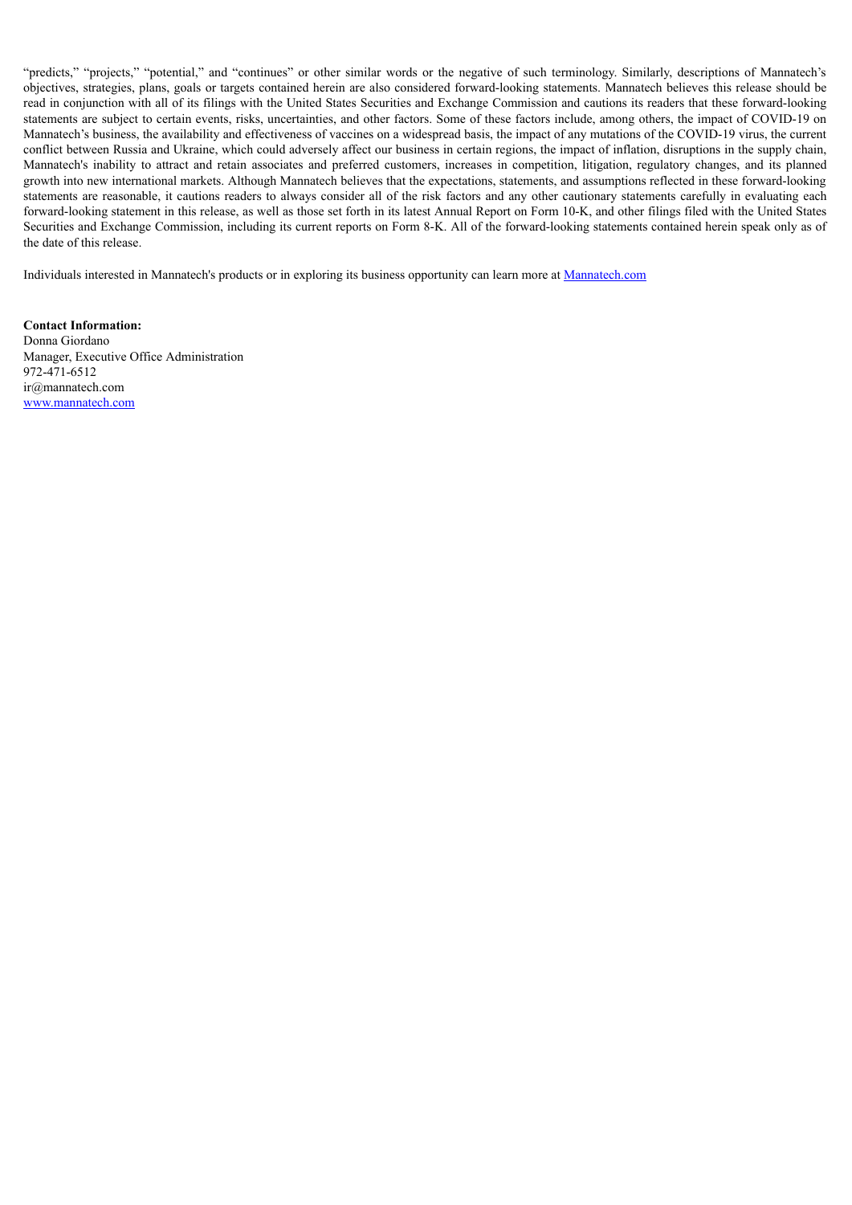"predicts," "projects," "potential," and "continues" or other similar words or the negative of such terminology. Similarly, descriptions of Mannatech's objectives, strategies, plans, goals or targets contained herein are also considered forward-looking statements. Mannatech believes this release should be read in conjunction with all of its filings with the United States Securities and Exchange Commission and cautions its readers that these forward-looking statements are subject to certain events, risks, uncertainties, and other factors. Some of these factors include, among others, the impact of COVID-19 on Mannatech's business, the availability and effectiveness of vaccines on a widespread basis, the impact of any mutations of the COVID-19 virus, the current conflict between Russia and Ukraine, which could adversely affect our business in certain regions, the impact of inflation, disruptions in the supply chain, Mannatech's inability to attract and retain associates and preferred customers, increases in competition, litigation, regulatory changes, and its planned growth into new international markets. Although Mannatech believes that the expectations, statements, and assumptions reflected in these forward-looking statements are reasonable, it cautions readers to always consider all of the risk factors and any other cautionary statements carefully in evaluating each forward-looking statement in this release, as well as those set forth in its latest Annual Report on Form 10-K, and other filings filed with the United States Securities and Exchange Commission, including its current reports on Form 8-K. All of the forward-looking statements contained herein speak only as of the date of this release.

Individuals interested in Mannatech's products or in exploring its business opportunity can learn more at Mannatech.com

**Contact Information:**
Donna Giordano
Manager, Executive Office Administration
972-471-6512
ir@mannatech.com
www.mannatech.com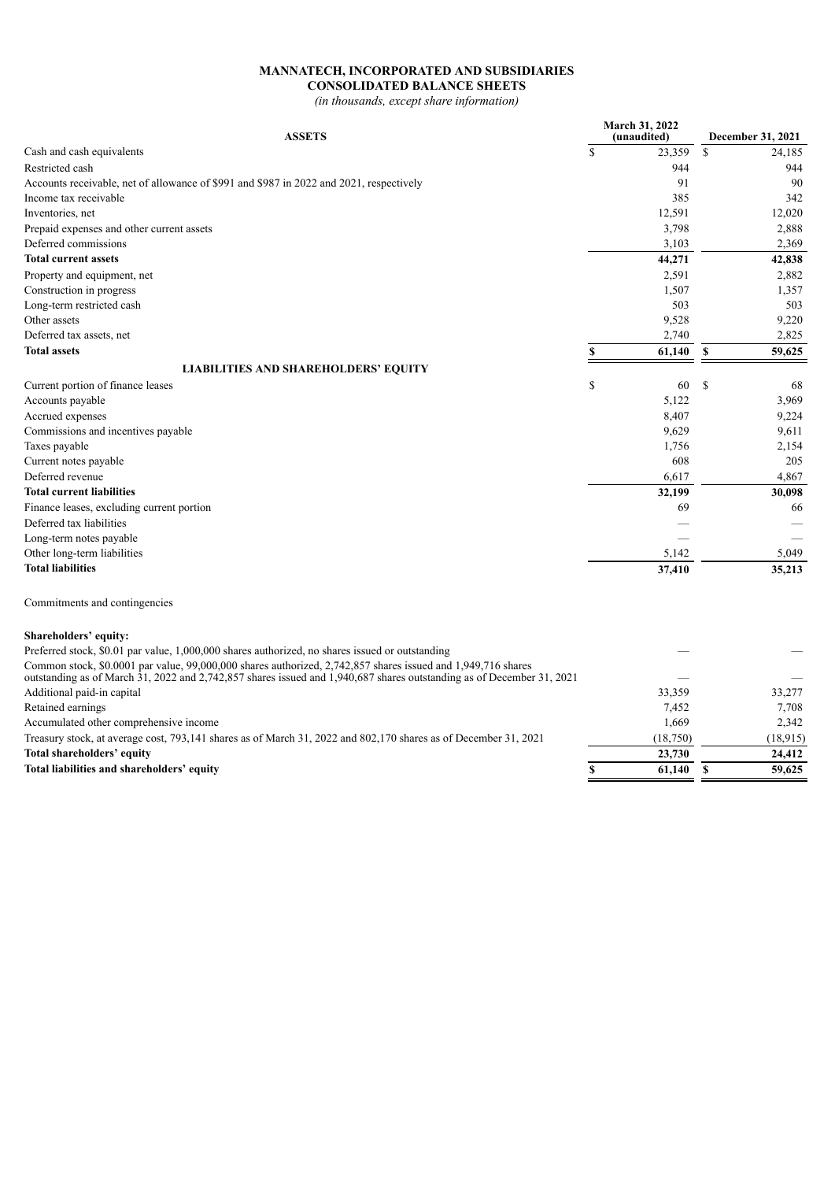**MANNATECH, INCORPORATED AND SUBSIDIARIES**
**CONSOLIDATED BALANCE SHEETS**
*(in thousands, except share information)*

| ASSETS | March 31, 2022 (unaudited) | December 31, 2021 |
|---|---|---|
| Cash and cash equivalents | $ 23,359 | $ 24,185 |
| Restricted cash | 944 | 944 |
| Accounts receivable, net of allowance of $991 and $987 in 2022 and 2021, respectively | 91 | 90 |
| Income tax receivable | 385 | 342 |
| Inventories, net | 12,591 | 12,020 |
| Prepaid expenses and other current assets | 3,798 | 2,888 |
| Deferred commissions | 3,103 | 2,369 |
| **Total current assets** | **44,271** | **42,838** |
| Property and equipment, net | 2,591 | 2,882 |
| Construction in progress | 1,507 | 1,357 |
| Long-term restricted cash | 503 | 503 |
| Other assets | 9,528 | 9,220 |
| Deferred tax assets, net | 2,740 | 2,825 |
| **Total assets** | **$ 61,140** | **$ 59,625** |
| **LIABILITIES AND SHAREHOLDERS' EQUITY** | | |
| Current portion of finance leases | $ 60 | $ 68 |
| Accounts payable | 5,122 | 3,969 |
| Accrued expenses | 8,407 | 9,224 |
| Commissions and incentives payable | 9,629 | 9,611 |
| Taxes payable | 1,756 | 2,154 |
| Current notes payable | 608 | 205 |
| Deferred revenue | 6,617 | 4,867 |
| **Total current liabilities** | **32,199** | **30,098** |
| Finance leases, excluding current portion | 69 | 66 |
| Deferred tax liabilities | — | — |
| Long-term notes payable | — | — |
| Other long-term liabilities | 5,142 | 5,049 |
| **Total liabilities** | **37,410** | **35,213** |
| | | |
| Commitments and contingencies | | |
| | | |
| **Shareholders' equity:** | | |
| Preferred stock, $0.01 par value, 1,000,000 shares authorized, no shares issued or outstanding | — | — |
| Common stock, $0.0001 par value, 99,000,000 shares authorized, 2,742,857 shares issued and 1,949,716 shares outstanding as of March 31, 2022 and 2,742,857 shares issued and 1,940,687 shares outstanding as of December 31, 2021 | — | — |
| Additional paid-in capital | 33,359 | 33,277 |
| Retained earnings | 7,452 | 7,708 |
| Accumulated other comprehensive income | 1,669 | 2,342 |
| Treasury stock, at average cost, 793,141 shares as of March 31, 2022 and 802,170 shares as of December 31, 2021 | (18,750) | (18,915) |
| **Total shareholders' equity** | **23,730** | **24,412** |
| **Total liabilities and shareholders' equity** | **$ 61,140** | **$ 59,625** |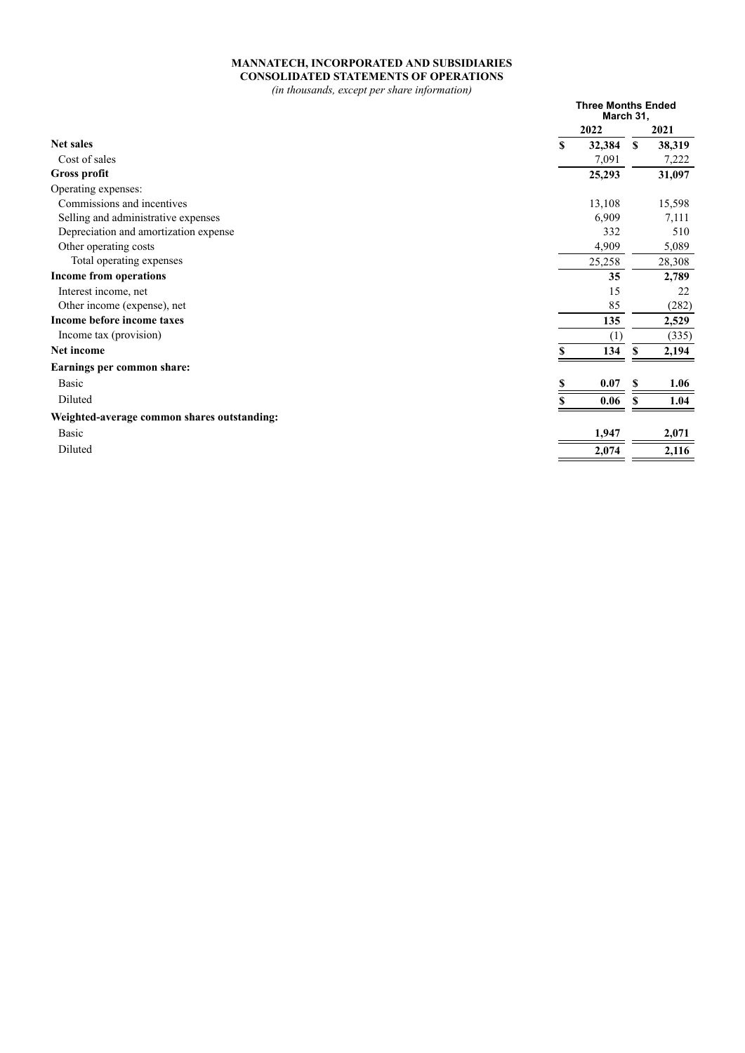**MANNATECH, INCORPORATED AND SUBSIDIARIES**
**CONSOLIDATED STATEMENTS OF OPERATIONS**
*(in thousands, except per share information)*

| | Three Months Ended March 31, | |
|---|---|---|
| | **2022** | **2021** |
| **Net sales** | **$ 32,384** | **$ 38,319** |
| Cost of sales | 7,091 | 7,222 |
| **Gross profit** | **25,293** | **31,097** |
| Operating expenses: | | |
| Commissions and incentives | 13,108 | 15,598 |
| Selling and administrative expenses | 6,909 | 7,111 |
| Depreciation and amortization expense | 332 | 510 |
| Other operating costs | 4,909 | 5,089 |
| Total operating expenses | 25,258 | 28,308 |
| **Income from operations** | **35** | **2,789** |
| Interest income, net | 15 | 22 |
| Other income (expense), net | 85 | (282) |
| **Income before income taxes** | **135** | **2,529** |
| Income tax (provision) | (1) | (335) |
| **Net income** | **$ 134** | **$ 2,194** |
| **Earnings per common share:** | | |
| Basic | **$ 0.07** | **$ 1.06** |
| Diluted | **$ 0.06** | **$ 1.04** |
| **Weighted-average common shares outstanding:** | | |
| Basic | **1,947** | **2,071** |
| Diluted | **2,074** | **2,116** |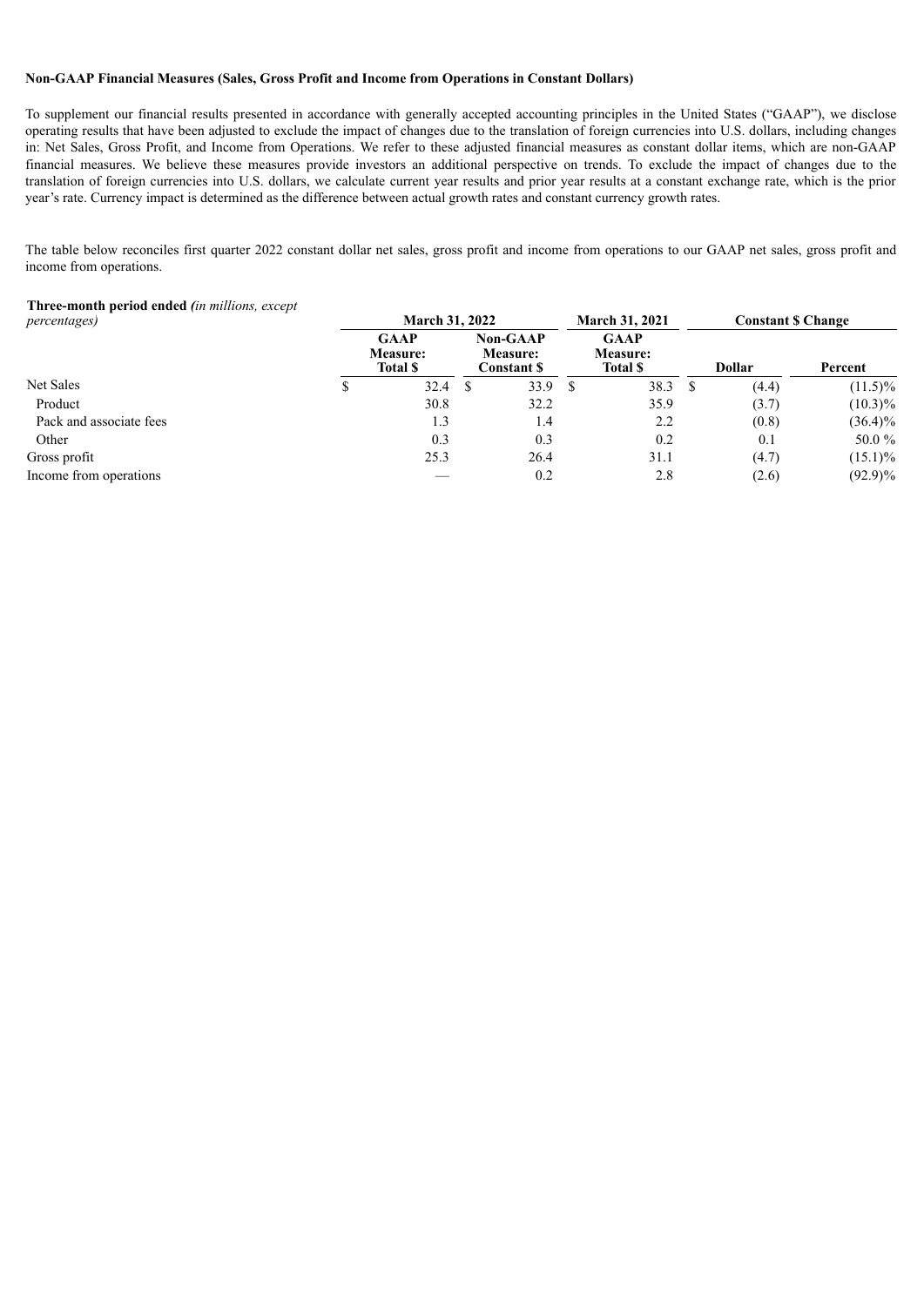**Non-GAAP Financial Measures (Sales, Gross Profit and Income from Operations in Constant Dollars)**

To supplement our financial results presented in accordance with generally accepted accounting principles in the United States ("GAAP"), we disclose operating results that have been adjusted to exclude the impact of changes due to the translation of foreign currencies into U.S. dollars, including changes in: Net Sales, Gross Profit, and Income from Operations. We refer to these adjusted financial measures as constant dollar items, which are non-GAAP financial measures. We believe these measures provide investors an additional perspective on trends. To exclude the impact of changes due to the translation of foreign currencies into U.S. dollars, we calculate current year results and prior year results at a constant exchange rate, which is the prior year's rate. Currency impact is determined as the difference between actual growth rates and constant currency growth rates.

The table below reconciles first quarter 2022 constant dollar net sales, gross profit and income from operations to our GAAP net sales, gross profit and income from operations.

| **Three-month period ended** *(in millions, except percentages)* | **March 31, 2022** | | **March 31, 2021** | **Constant $ Change** | |
|---|---|---|---|---|---|
| | **GAAP Measure: Total $** | **Non-GAAP Measure: Constant $** | **GAAP Measure: Total $** | **Dollar** | **Percent** |
| Net Sales | $ 32.4 | $ 33.9 | $ 38.3 | $ (4.4) | (11.5)% |
| Product | 30.8 | 32.2 | 35.9 | (3.7) | (10.3)% |
| Pack and associate fees | 1.3 | 1.4 | 2.2 | (0.8) | (36.4)% |
| Other | 0.3 | 0.3 | 0.2 | 0.1 | 50.0 % |
| Gross profit | 25.3 | 26.4 | 31.1 | (4.7) | (15.1)% |
| Income from operations | — | 0.2 | 2.8 | (2.6) | (92.9)% |